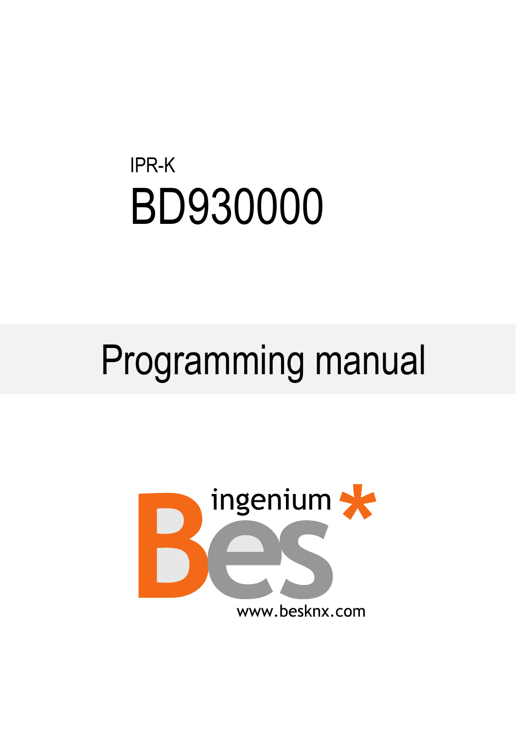IPR-K

# BD930000

# Programming manual

ingenium Bes*

www.besknx.com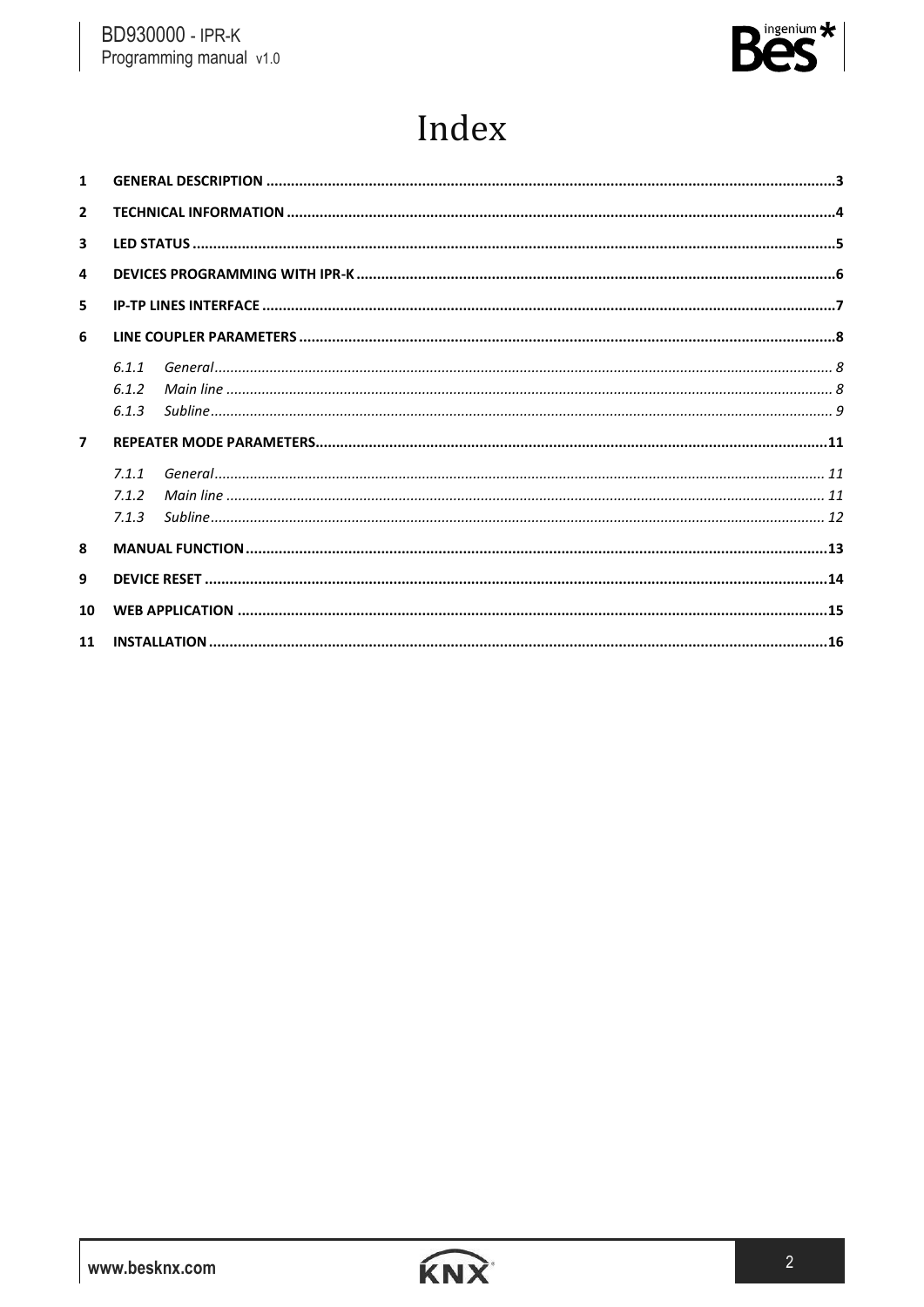# Index

1 GENERAL DESCRIPTION ....3

2 TECHNICAL INFORMATION ....4

3 LED STATUS ....5

4 DEVICES PROGRAMMING WITH IPR-K ....6

5 IP-TP LINES INTERFACE ....7

6 LINE COUPLER PARAMETERS ....8

- 6.1.1 *General* .... 8
- 6.1.2 *Main line* .... 8
- 6.1.3 *Subline* .... 9

7 REPEATER MODE PARAMETERS ....11

- 7.1.1 *General* .... 11
- 7.1.2 *Main line* .... 11
- 7.1.3 *Subline* .... 12

8 MANUAL FUNCTION ....13

9 DEVICE RESET ....14

10 WEB APPLICATION ....15

11 INSTALLATION ....16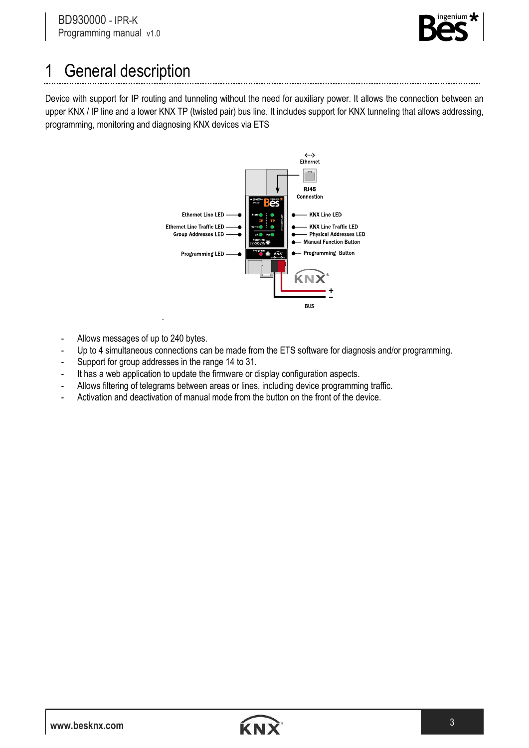# 1 General description

Device with support for IP routing and tunneling without the need for auxiliary power. It allows the connection between an upper KNX / IP line and a lower KNX TP (twisted pair) bus line. It includes support for KNX tunneling that allows addressing, programming, monitoring and diagnosing KNX devices via ETS

- Allows messages of up to 240 bytes.
- Up to 4 simultaneous connections can be made from the ETS software for diagnosis and/or programming.
- Support for group addresses in the range 14 to 31.
- It has a web application to update the firmware or display configuration aspects.
- Allows filtering of telegrams between areas or lines, including device programming traffic.
- Activation and deactivation of manual mode from the button on the front of the device.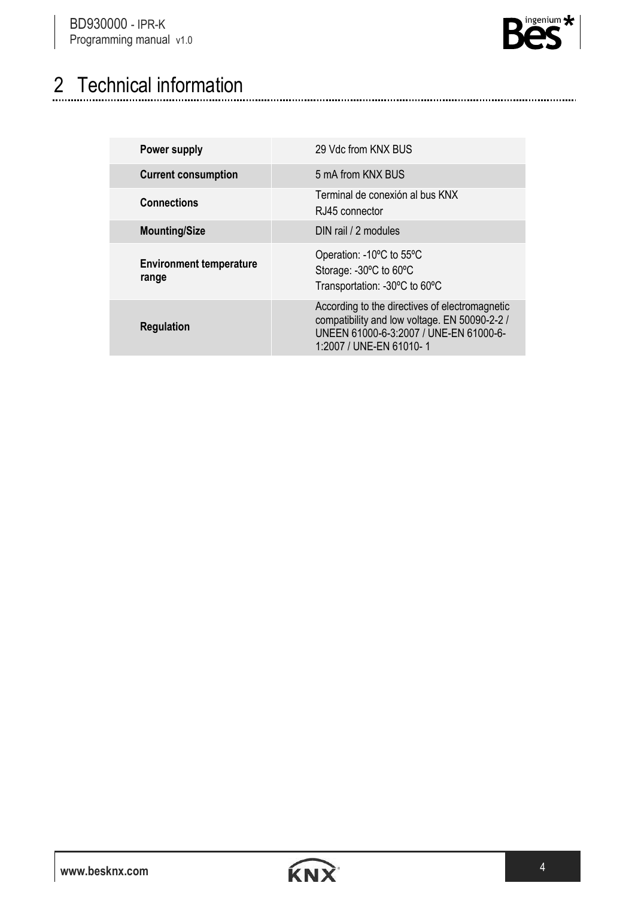# 2 Technical information

| | |
|---|---|
| **Power supply** | 29 Vdc from KNX BUS |
| **Current consumption** | 5 mA from KNX BUS |
| **Connections** | Terminal de conexión al bus KNX<br>RJ45 connector |
| **Mounting/Size** | DIN rail / 2 modules |
| **Environment temperature range** | Operation: -10ºC to 55ºC<br>Storage: -30ºC to 60ºC<br>Transportation: -30ºC to 60ºC |
| **Regulation** | According to the directives of electromagnetic compatibility and low voltage. EN 50090-2-2 / UNEEN 61000-6-3:2007 / UNE-EN 61000-6-1:2007 / UNE-EN 61010- 1 |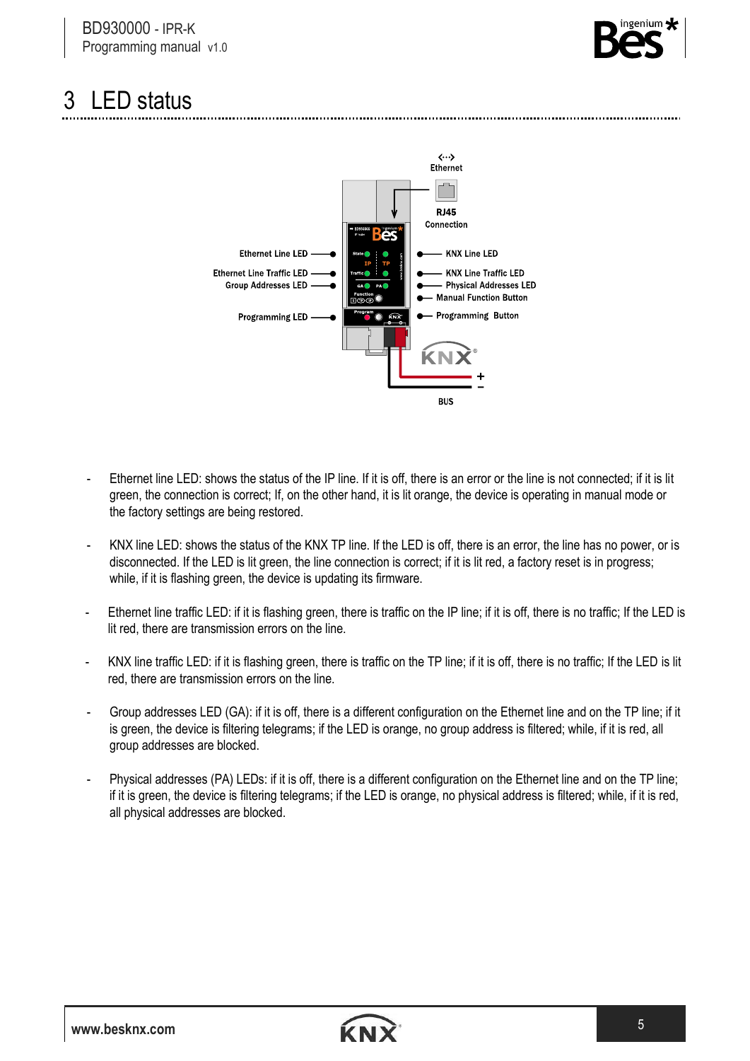// 3 LED status

- Ethernet line LED: shows the status of the IP line. If it is off, there is an error or the line is not connected; if it is lit green, the connection is correct; If, on the other hand, it is lit orange, the device is operating in manual mode or the factory settings are being restored.
- KNX line LED: shows the status of the KNX TP line. If the LED is off, there is an error, the line has no power, or is disconnected. If the LED is lit green, the line connection is correct; if it is lit red, a factory reset is in progress; while, if it is flashing green, the device is updating its firmware.
- Ethernet line traffic LED: if it is flashing green, there is traffic on the IP line; if it is off, there is no traffic; If the LED is lit red, there are transmission errors on the line.
- KNX line traffic LED: if it is flashing green, there is traffic on the TP line; if it is off, there is no traffic; If the LED is lit red, there are transmission errors on the line.
- Group addresses LED (GA): if it is off, there is a different configuration on the Ethernet line and on the TP line; if it is green, the device is filtering telegrams; if the LED is orange, no group address is filtered; while, if it is red, all group addresses are blocked.
- Physical addresses (PA) LEDs: if it is off, there is a different configuration on the Ethernet line and on the TP line; if it is green, the device is filtering telegrams; if the LED is orange, no physical address is filtered; while, if it is red, all physical addresses are blocked.

# 3 LED status

- Ethernet line LED: shows the status of the IP line. If it is off, there is an error or the line is not connected; if it is lit green, the connection is correct; If, on the other hand, it is lit orange, the device is operating in manual mode or the factory settings are being restored.
- KNX line LED: shows the status of the KNX TP line. If the LED is off, there is an error, the line has no power, or is disconnected. If the LED is lit green, the line connection is correct; if it is lit red, a factory reset is in progress; while, if it is flashing green, the device is updating its firmware.
- Ethernet line traffic LED: if it is flashing green, there is traffic on the IP line; if it is off, there is no traffic; If the LED is lit red, there are transmission errors on the line.
- KNX line traffic LED: if it is flashing green, there is traffic on the TP line; if it is off, there is no traffic; If the LED is lit red, there are transmission errors on the line.
- Group addresses LED (GA): if it is off, there is a different configuration on the Ethernet line and on the TP line; if it is green, the device is filtering telegrams; if the LED is orange, no group address is filtered; while, if it is red, all group addresses are blocked.
- Physical addresses (PA) LEDs: if it is off, there is a different configuration on the Ethernet line and on the TP line; if it is green, the device is filtering telegrams; if the LED is orange, no physical address is filtered; while, if it is red, all physical addresses are blocked.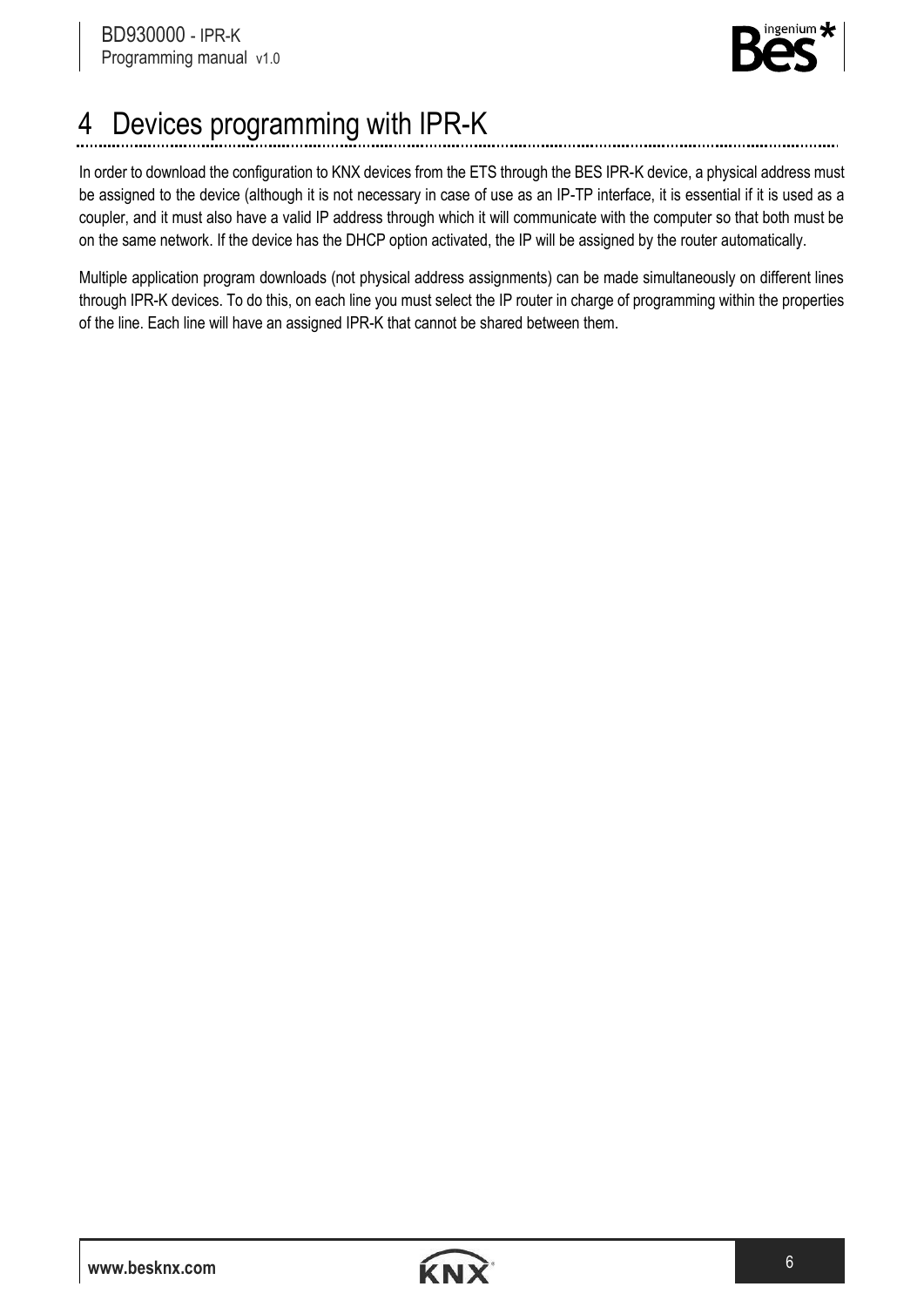# 4 Devices programming with IPR-K

In order to download the configuration to KNX devices from the ETS through the BES IPR-K device, a physical address must be assigned to the device (although it is not necessary in case of use as an IP-TP interface, it is essential if it is used as a coupler, and it must also have a valid IP address through which it will communicate with the computer so that both must be on the same network. If the device has the DHCP option activated, the IP will be assigned by the router automatically.

Multiple application program downloads (not physical address assignments) can be made simultaneously on different lines through IPR-K devices. To do this, on each line you must select the IP router in charge of programming within the properties of the line. Each line will have an assigned IPR-K that cannot be shared between them.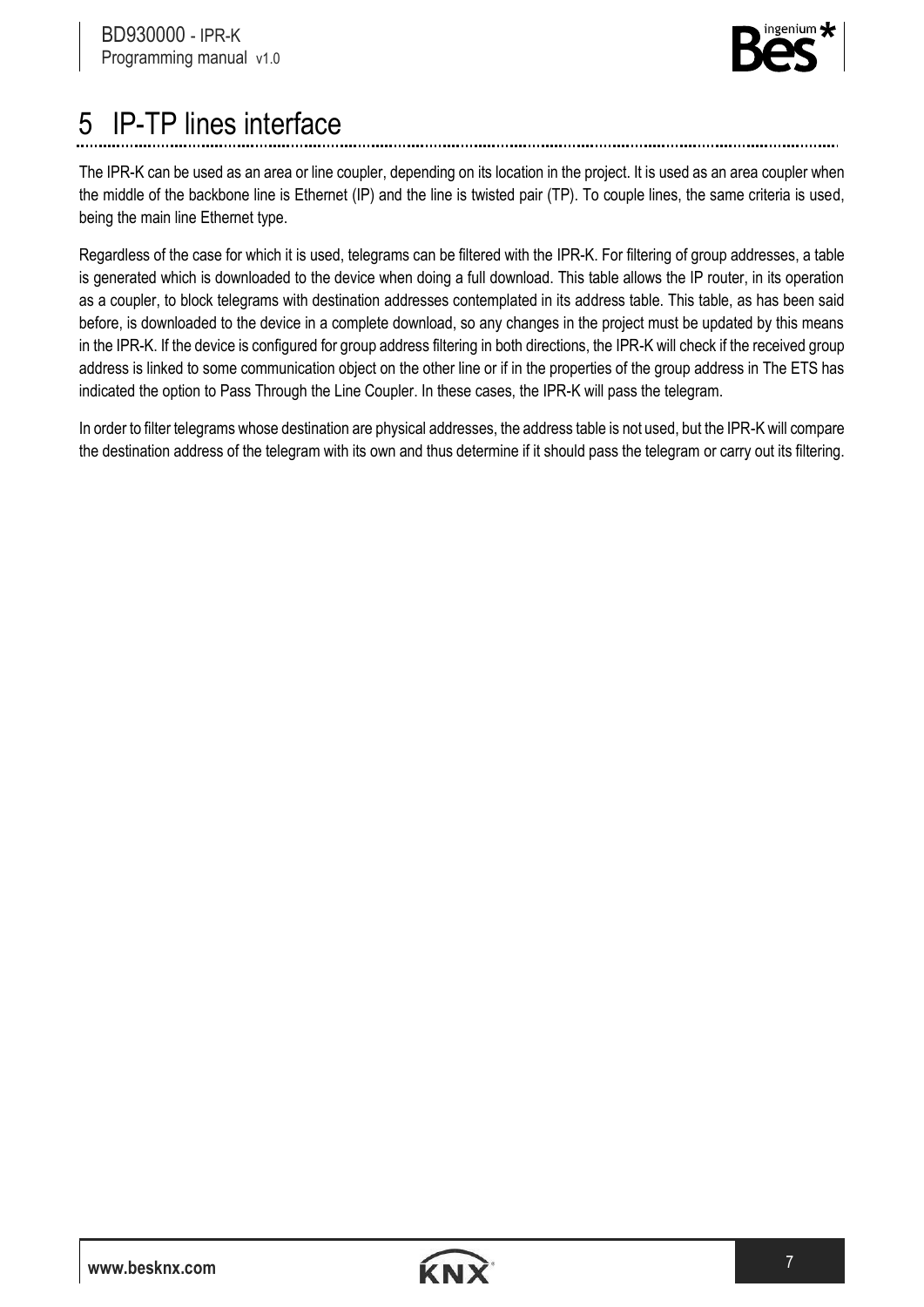# 5 IP-TP lines interface

The IPR-K can be used as an area or line coupler, depending on its location in the project. It is used as an area coupler when the middle of the backbone line is Ethernet (IP) and the line is twisted pair (TP). To couple lines, the same criteria is used, being the main line Ethernet type.

Regardless of the case for which it is used, telegrams can be filtered with the IPR-K. For filtering of group addresses, a table is generated which is downloaded to the device when doing a full download. This table allows the IP router, in its operation as a coupler, to block telegrams with destination addresses contemplated in its address table. This table, as has been said before, is downloaded to the device in a complete download, so any changes in the project must be updated by this means in the IPR-K. If the device is configured for group address filtering in both directions, the IPR-K will check if the received group address is linked to some communication object on the other line or if in the properties of the group address in The ETS has indicated the option to Pass Through the Line Coupler. In these cases, the IPR-K will pass the telegram.

In order to filter telegrams whose destination are physical addresses, the address table is not used, but the IPR-K will compare the destination address of the telegram with its own and thus determine if it should pass the telegram or carry out its filtering.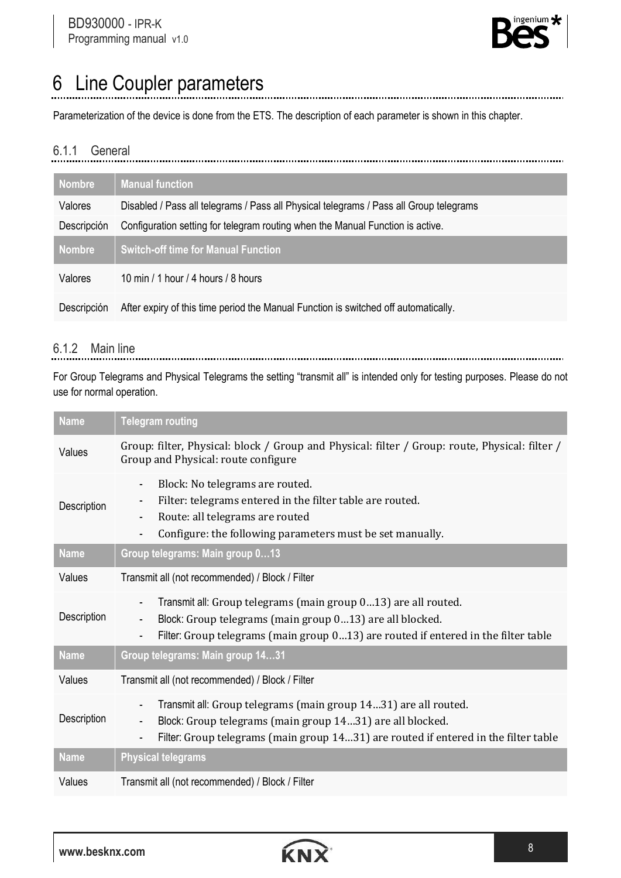# 6 Line Coupler parameters

Parameterization of the device is done from the ETS. The description of each parameter is shown in this chapter.

### 6.1.1 General

| Nombre | Manual function |
|---|---|
| Valores | Disabled / Pass all telegrams / Pass all Physical telegrams / Pass all Group telegrams |
| Descripción | Configuration setting for telegram routing when the Manual Function is active. |
| **Nombre** | **Switch-off time for Manual Function** |
| Valores | 10 min / 1 hour / 4 hours / 8 hours |
| Descripción | After expiry of this time period the Manual Function is switched off automatically. |

### 6.1.2 Main line

For Group Telegrams and Physical Telegrams the setting "transmit all" is intended only for testing purposes. Please do not use for normal operation.

| Name | Telegram routing |
|---|---|
| Values | Group: filter, Physical: block / Group and Physical: filter / Group: route, Physical: filter / Group and Physical: route configure |
| Description | - Block: No telegrams are routed.<br>- Filter: telegrams entered in the filter table are routed.<br>- Route: all telegrams are routed<br>- Configure: the following parameters must be set manually. |
| **Name** | **Group telegrams: Main group 0…13** |
| Values | Transmit all (not recommended) / Block / Filter |
| Description | - Transmit all: Group telegrams (main group 0…13) are all routed.<br>- Block: Group telegrams (main group 0…13) are all blocked.<br>- Filter: Group telegrams (main group 0…13) are routed if entered in the filter table |
| **Name** | **Group telegrams: Main group 14…31** |
| Values | Transmit all (not recommended) / Block / Filter |
| Description | - Transmit all: Group telegrams (main group 14…31) are all routed.<br>- Block: Group telegrams (main group 14…31) are all blocked.<br>- Filter: Group telegrams (main group 14…31) are routed if entered in the filter table |
| **Name** | **Physical telegrams** |
| Values | Transmit all (not recommended) / Block / Filter |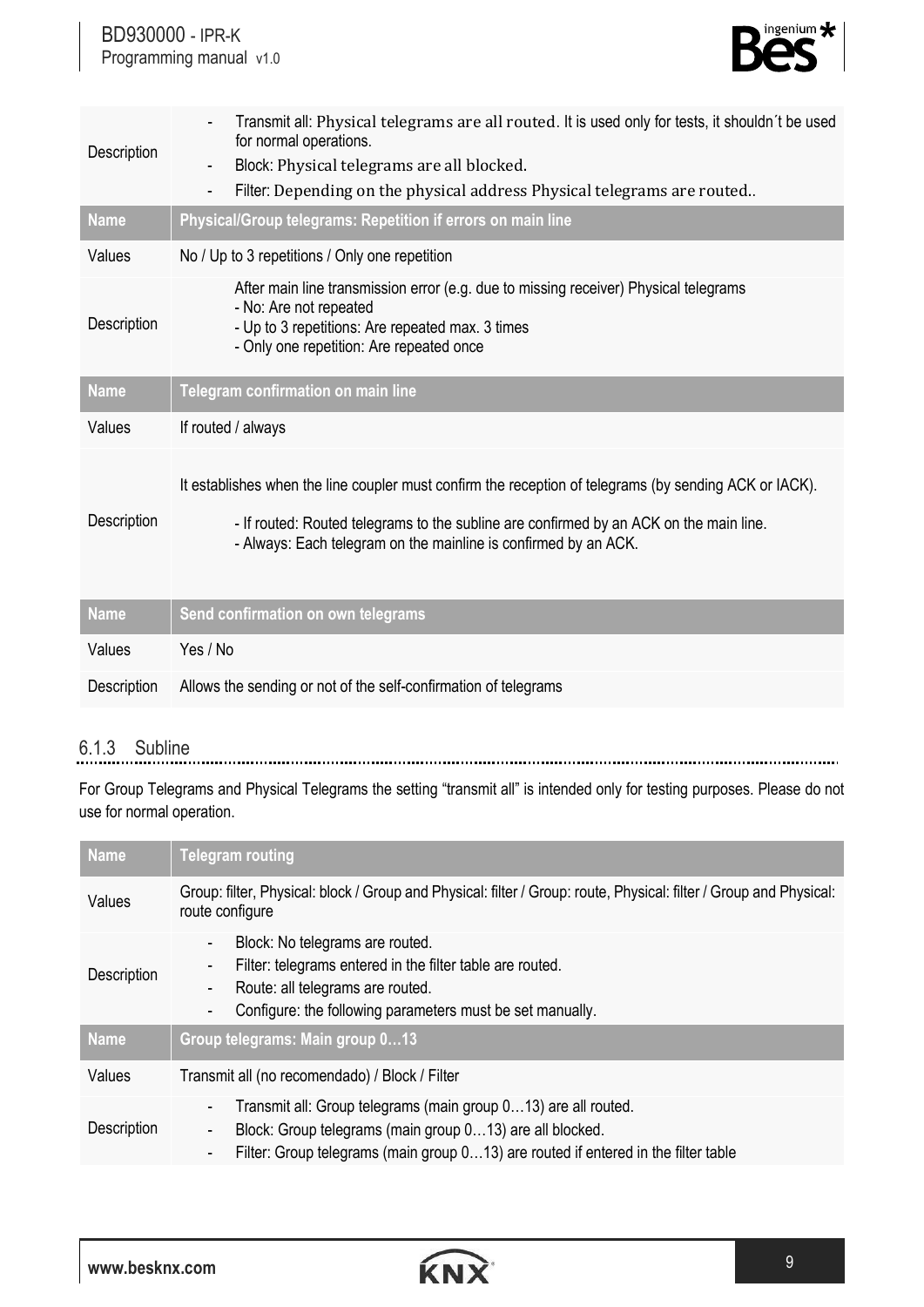| | |
|---|---|
| Description | - Transmit all: Physical telegrams are all routed. It is used only for tests, it shouldn´t be used for normal operations.<br>- Block: Physical telegrams are all blocked.<br>- Filter: Depending on the physical address Physical telegrams are routed.. |
| **Name** | **Physical/Group telegrams: Repetition if errors on main line** |
| Values | No / Up to 3 repetitions / Only one repetition |
| Description | After main line transmission error (e.g. due to missing receiver) Physical telegrams<br>- No: Are not repeated<br>- Up to 3 repetitions: Are repeated max. 3 times<br>- Only one repetition: Are repeated once |
| **Name** | **Telegram confirmation on main line** |
| Values | If routed / always |
| Description | It establishes when the line coupler must confirm the reception of telegrams (by sending ACK or IACK).<br>- If routed: Routed telegrams to the subline are confirmed by an ACK on the main line.<br>- Always: Each telegram on the mainline is confirmed by an ACK. |
| **Name** | **Send confirmation on own telegrams** |
| Values | Yes / No |
| Description | Allows the sending or not of the self-confirmation of telegrams |

### 6.1.3 Subline

For Group Telegrams and Physical Telegrams the setting "transmit all" is intended only for testing purposes. Please do not use for normal operation.

| **Name** | **Telegram routing** |
|---|---|
| Values | Group: filter, Physical: block / Group and Physical: filter / Group: route, Physical: filter / Group and Physical: route configure |
| Description | - Block: No telegrams are routed.<br>- Filter: telegrams entered in the filter table are routed.<br>- Route: all telegrams are routed.<br>- Configure: the following parameters must be set manually. |
| **Name** | **Group telegrams: Main group 0…13** |
| Values | Transmit all (no recomendado) / Block / Filter |
| Description | - Transmit all: Group telegrams (main group 0…13) are all routed.<br>- Block: Group telegrams (main group 0…13) are all blocked.<br>- Filter: Group telegrams (main group 0…13) are routed if entered in the filter table |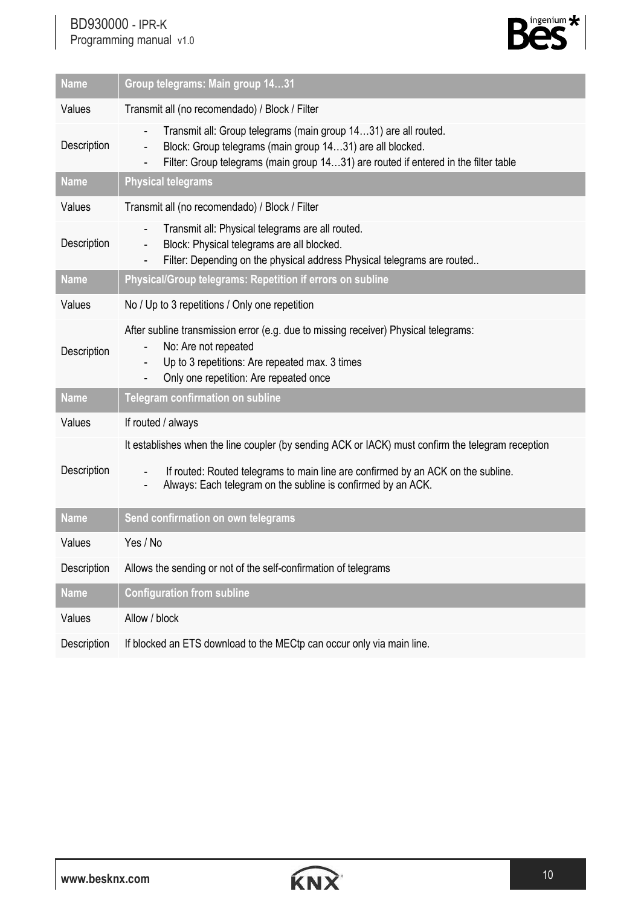| Name | Group telegrams: Main group 14…31 |
|---|---|
| Values | Transmit all (no recomendado) / Block / Filter |
| Description | - Transmit all: Group telegrams (main group 14…31) are all routed.<br>- Block: Group telegrams (main group 14…31) are all blocked.<br>- Filter: Group telegrams (main group 14…31) are routed if entered in the filter table |
| **Name** | **Physical telegrams** |
| Values | Transmit all (no recomendado) / Block / Filter |
| Description | - Transmit all: Physical telegrams are all routed.<br>- Block: Physical telegrams are all blocked.<br>- Filter: Depending on the physical address Physical telegrams are routed.. |
| **Name** | **Physical/Group telegrams: Repetition if errors on subline** |
| Values | No / Up to 3 repetitions / Only one repetition |
| Description | After subline transmission error (e.g. due to missing receiver) Physical telegrams:<br>- No: Are not repeated<br>- Up to 3 repetitions: Are repeated max. 3 times<br>- Only one repetition: Are repeated once |
| **Name** | **Telegram confirmation on subline** |
| Values | If routed / always |
| Description | It establishes when the line coupler (by sending ACK or IACK) must confirm the telegram reception<br>- If routed: Routed telegrams to main line are confirmed by an ACK on the subline.<br>- Always: Each telegram on the subline is confirmed by an ACK. |
| **Name** | **Send confirmation on own telegrams** |
| Values | Yes / No |
| Description | Allows the sending or not of the self-confirmation of telegrams |
| **Name** | **Configuration from subline** |
| Values | Allow / block |
| Description | If blocked an ETS download to the MECtp can occur only via main line. |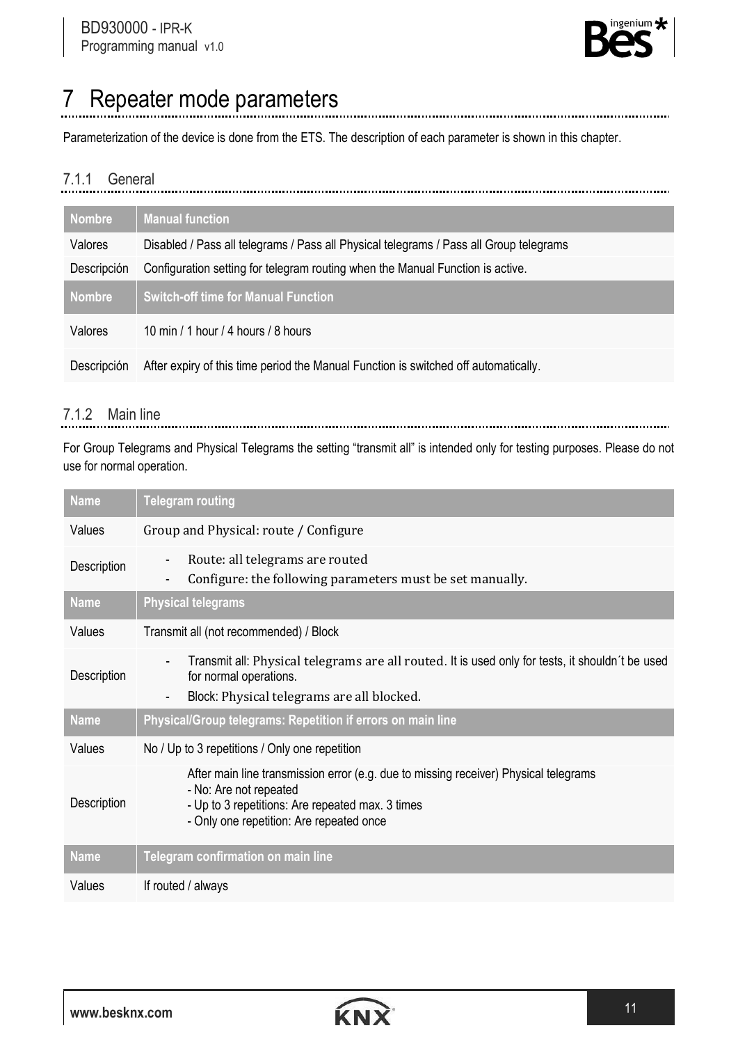# 7 Repeater mode parameters

Parameterization of the device is done from the ETS. The description of each parameter is shown in this chapter.

### 7.1.1 General

| Nombre | Manual function |
|---|---|
| Valores | Disabled / Pass all telegrams / Pass all Physical telegrams / Pass all Group telegrams |
| Descripción | Configuration setting for telegram routing when the Manual Function is active. |
| **Nombre** | **Switch-off time for Manual Function** |
| Valores | 10 min / 1 hour / 4 hours / 8 hours |
| Descripción | After expiry of this time period the Manual Function is switched off automatically. |

### 7.1.2 Main line

For Group Telegrams and Physical Telegrams the setting "transmit all" is intended only for testing purposes. Please do not use for normal operation.

| Name | Telegram routing |
|---|---|
| Values | Group and Physical: route / Configure |
| Description | - Route: all telegrams are routed<br>- Configure: the following parameters must be set manually. |
| **Name** | **Physical telegrams** |
| Values | Transmit all (not recommended) / Block |
| Description | - Transmit all: Physical telegrams are all routed. It is used only for tests, it shouldn´t be used for normal operations.<br>- Block: Physical telegrams are all blocked. |
| **Name** | **Physical/Group telegrams: Repetition if errors on main line** |
| Values | No / Up to 3 repetitions / Only one repetition |
| Description | After main line transmission error (e.g. due to missing receiver) Physical telegrams<br>- No: Are not repeated<br>- Up to 3 repetitions: Are repeated max. 3 times<br>- Only one repetition: Are repeated once |
| **Name** | **Telegram confirmation on main line** |
| Values | If routed / always |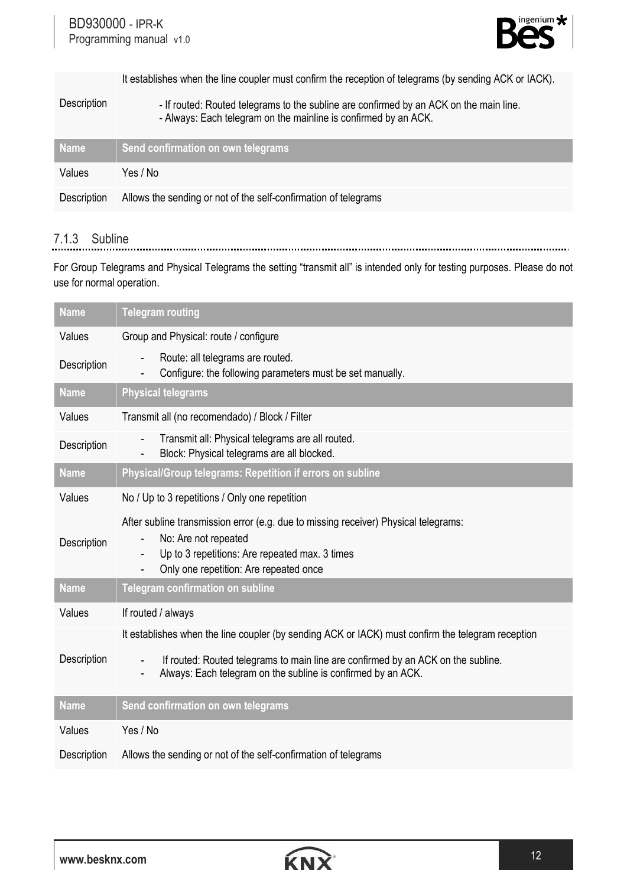| | |
|---|---|
| Description | It establishes when the line coupler must confirm the reception of telegrams (by sending ACK or IACK).<br><br>- If routed: Routed telegrams to the subline are confirmed by an ACK on the main line.<br>- Always: Each telegram on the mainline is confirmed by an ACK. |

| Name | Send confirmation on own telegrams |
|---|---|
| Values | Yes / No |
| Description | Allows the sending or not of the self-confirmation of telegrams |

### 7.1.3 Subline

For Group Telegrams and Physical Telegrams the setting “transmit all” is intended only for testing purposes. Please do not use for normal operation.

| Name | Telegram routing |
|---|---|
| Values | Group and Physical: route / configure |
| Description | - Route: all telegrams are routed.<br>- Configure: the following parameters must be set manually. |
| **Name** | **Physical telegrams** |
| Values | Transmit all (no recomendado) / Block / Filter |
| Description | - Transmit all: Physical telegrams are all routed.<br>- Block: Physical telegrams are all blocked. |
| **Name** | **Physical/Group telegrams: Repetition if errors on subline** |
| Values | No / Up to 3 repetitions / Only one repetition |
| Description | After subline transmission error (e.g. due to missing receiver) Physical telegrams:<br>- No: Are not repeated<br>- Up to 3 repetitions: Are repeated max. 3 times<br>- Only one repetition: Are repeated once |
| **Name** | **Telegram confirmation on subline** |
| Values | If routed / always |
| Description | It establishes when the line coupler (by sending ACK or IACK) must confirm the telegram reception<br><br>- If routed: Routed telegrams to main line are confirmed by an ACK on the subline.<br>- Always: Each telegram on the subline is confirmed by an ACK. |
| **Name** | **Send confirmation on own telegrams** |
| Values | Yes / No |
| Description | Allows the sending or not of the self-confirmation of telegrams |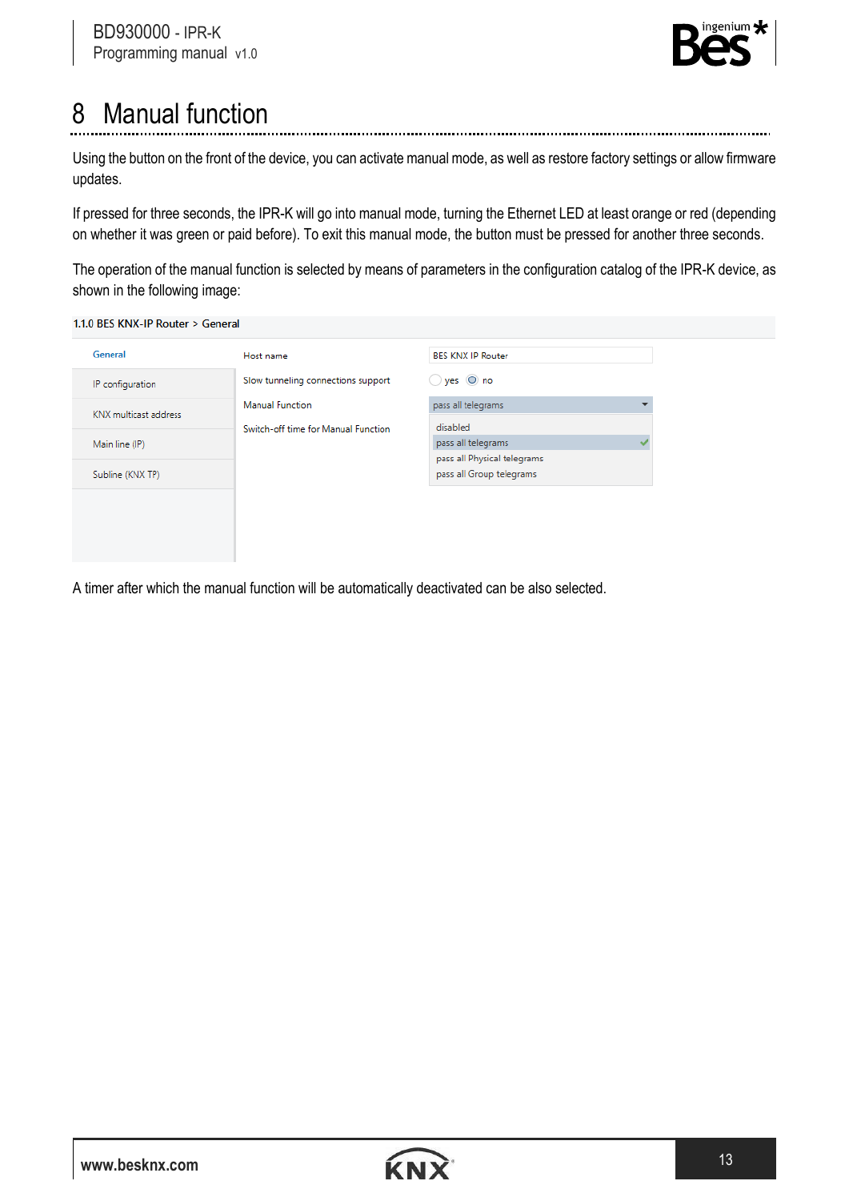# 8 Manual function

Using the button on the front of the device, you can activate manual mode, as well as restore factory settings or allow firmware updates.

If pressed for three seconds, the IPR-K will go into manual mode, turning the Ethernet LED at least orange or red (depending on whether it was green or paid before). To exit this manual mode, the button must be pressed for another three seconds.

The operation of the manual function is selected by means of parameters in the configuration catalog of the IPR-K device, as shown in the following image:

1.1.0 BES KNX-IP Router > General

| | | |
|---|---|---|
| General | Host name | BES KNX IP Router |
| IP configuration | Slow tunneling connections support | yes / no |
| KNX multicast address | Manual Function | pass all telegrams |
| Main line (IP) | Switch-off time for Manual Function | disabled / pass all telegrams / pass all Physical telegrams / pass all Group telegrams |
| Subline (KNX TP) | | |

A timer after which the manual function will be automatically deactivated can be also selected.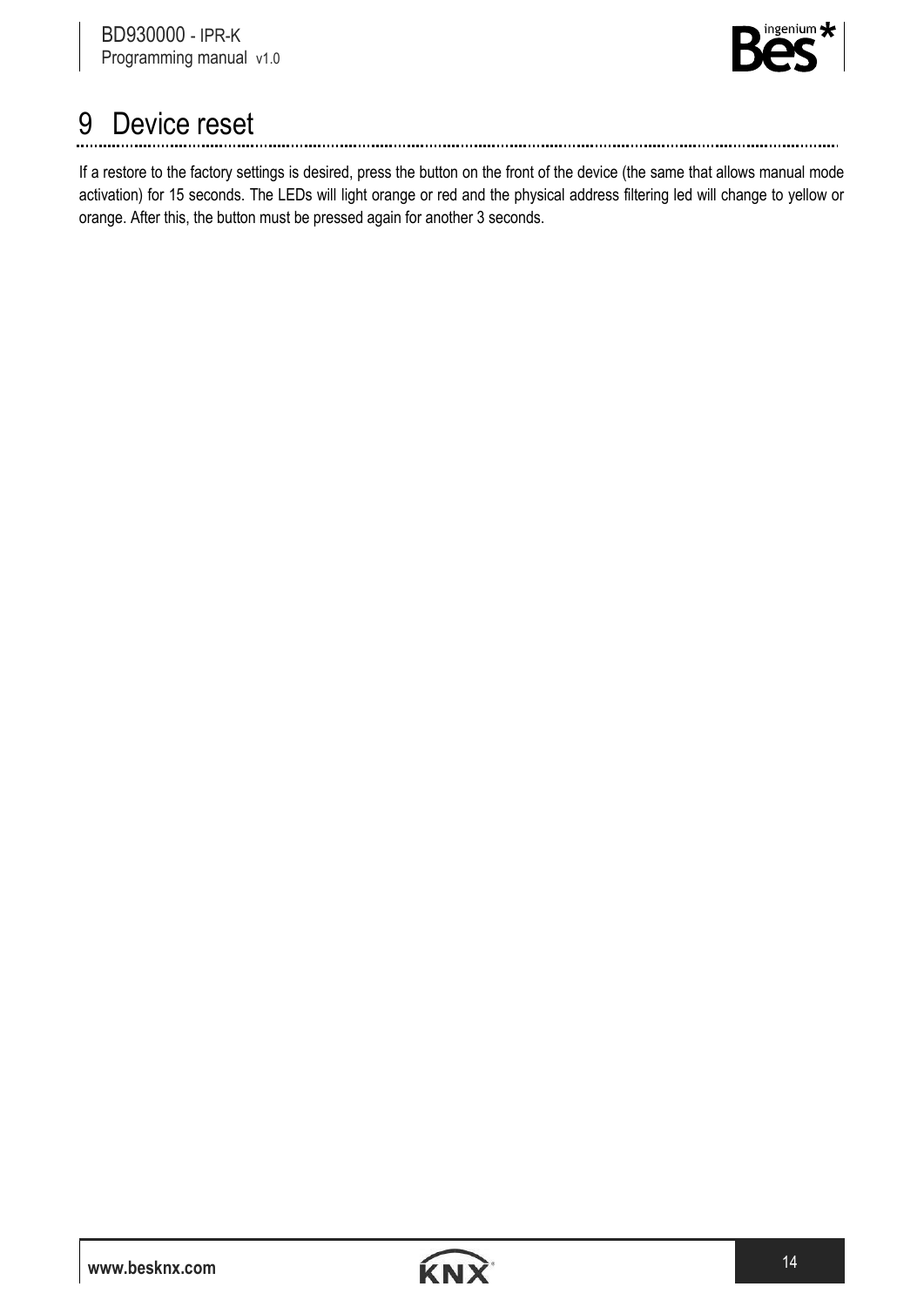# 9 Device reset

If a restore to the factory settings is desired, press the button on the front of the device (the same that allows manual mode activation) for 15 seconds. The LEDs will light orange or red and the physical address filtering led will change to yellow or orange. After this, the button must be pressed again for another 3 seconds.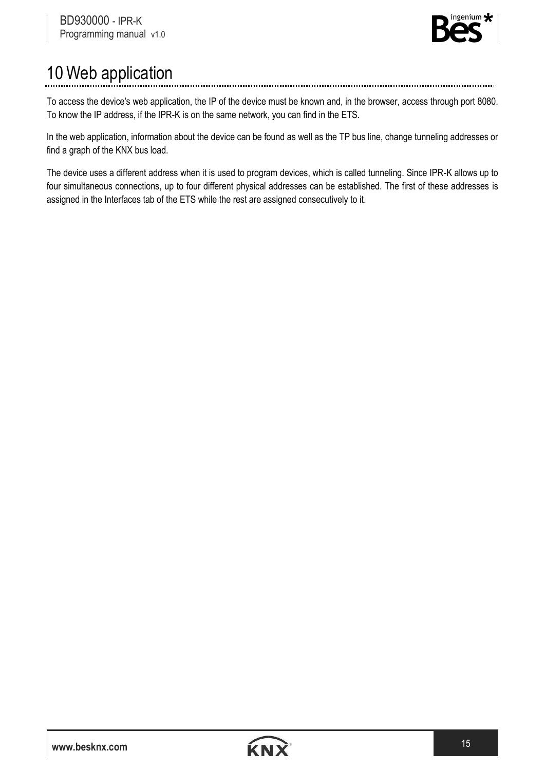# 10 Web application

To access the device's web application, the IP of the device must be known and, in the browser, access through port 8080. To know the IP address, if the IPR-K is on the same network, you can find in the ETS.

In the web application, information about the device can be found as well as the TP bus line, change tunneling addresses or find a graph of the KNX bus load.

The device uses a different address when it is used to program devices, which is called tunneling. Since IPR-K allows up to four simultaneous connections, up to four different physical addresses can be established. The first of these addresses is assigned in the Interfaces tab of the ETS while the rest are assigned consecutively to it.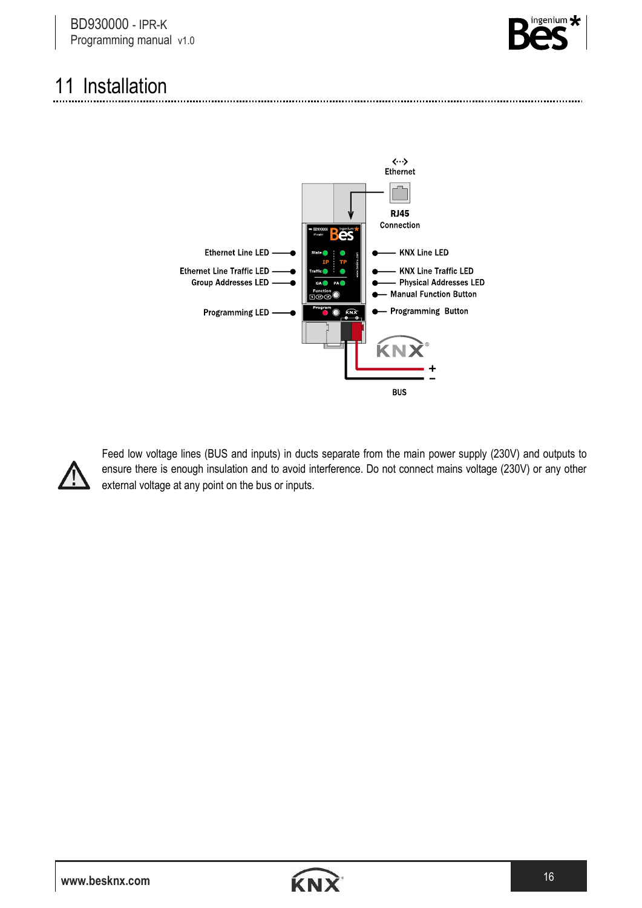# 11 Installation

Ethernet

RJ45 Connection

Ethernet Line LED

Ethernet Line Traffic LED

Group Addresses LED

Programming LED

KNX Line LED

KNX Line Traffic LED

Physical Addresses LED

Manual Function Button

Programming Button

BUS

Feed low voltage lines (BUS and inputs) in ducts separate from the main power supply (230V) and outputs to ensure there is enough insulation and to avoid interference. Do not connect mains voltage (230V) or any other external voltage at any point on the bus or inputs.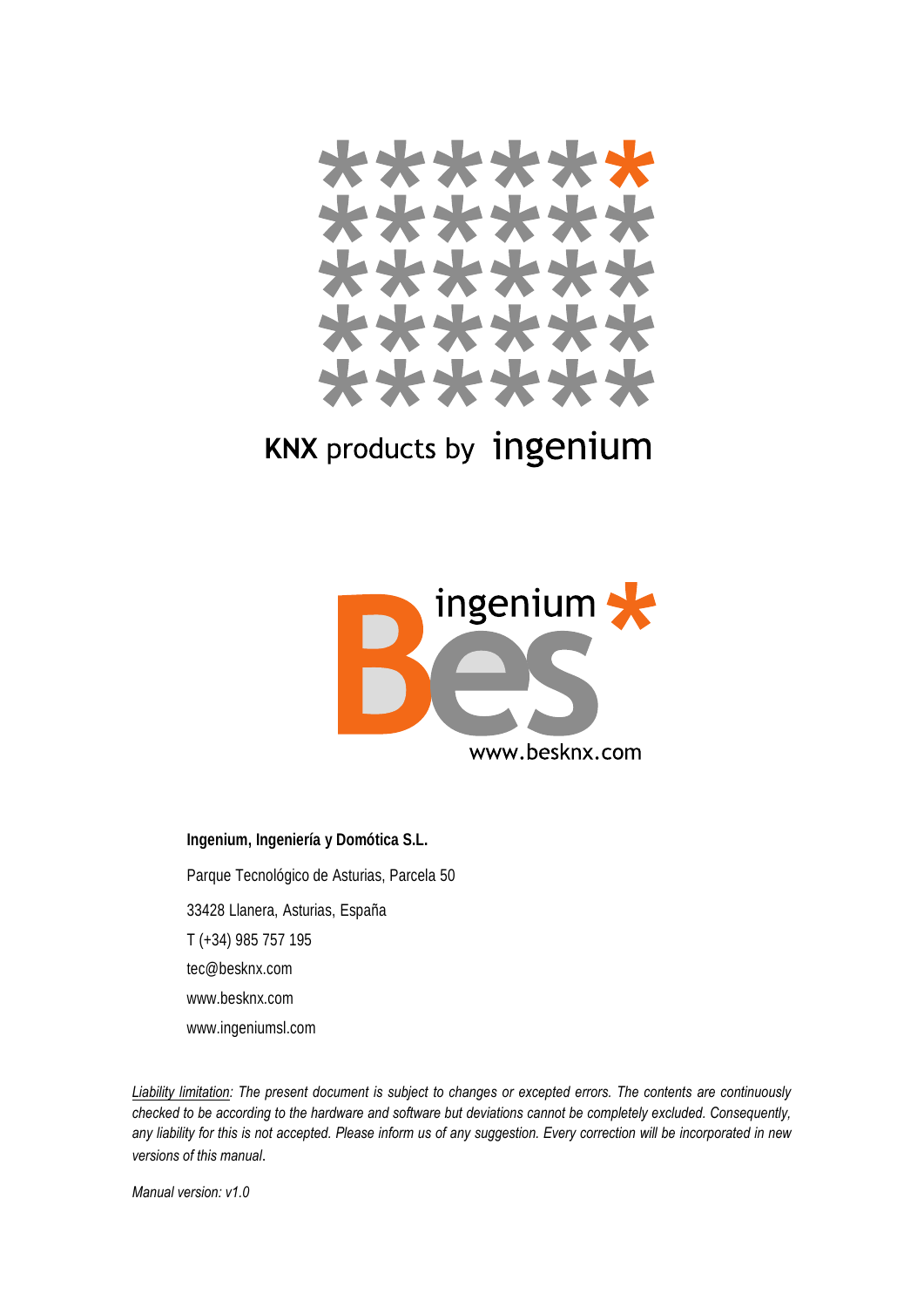KNX products by ingenium

ingenium

www.besknx.com

**Ingenium, Ingeniería y Domótica S.L.**

Parque Tecnológico de Asturias, Parcela 50

33428 Llanera, Asturias, España

T (+34) 985 757 195

tec@besknx.com

www.besknx.com

www.ingeniumsl.com

*Liability limitation: The present document is subject to changes or excepted errors. The contents are continuously checked to be according to the hardware and software but deviations cannot be completely excluded. Consequently, any liability for this is not accepted. Please inform us of any suggestion. Every correction will be incorporated in new versions of this manual.*

*Manual version: v1.0*